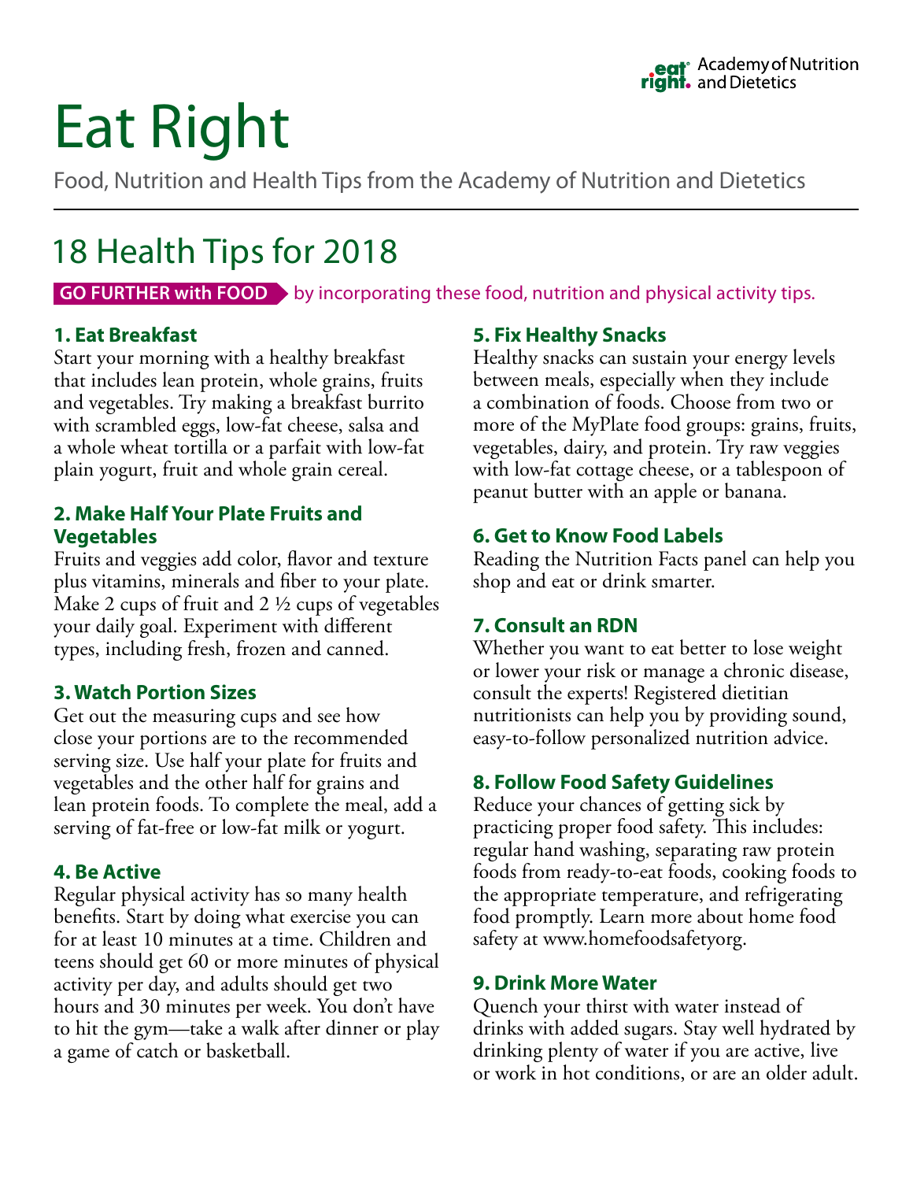eat right. Academy of Nutrition and Dietetics

# Eat Right

Food, Nutrition and Health Tips from the Academy of Nutrition and Dietetics

## 18 Health Tips for 2018

**GO FURTHER with FOOD** by incorporating these food, nutrition and physical activity tips.

### 1. Eat Breakfast

Start your morning with a healthy breakfast that includes lean protein, whole grains, fruits and vegetables. Try making a breakfast burrito with scrambled eggs, low-fat cheese, salsa and a whole wheat tortilla or a parfait with low-fat plain yogurt, fruit and whole grain cereal.

### 2. Make Half Your Plate Fruits and Vegetables

Fruits and veggies add color, flavor and texture plus vitamins, minerals and fiber to your plate. Make 2 cups of fruit and 2 ½ cups of vegetables your daily goal. Experiment with different types, including fresh, frozen and canned.

### 3. Watch Portion Sizes

Get out the measuring cups and see how close your portions are to the recommended serving size. Use half your plate for fruits and vegetables and the other half for grains and lean protein foods. To complete the meal, add a serving of fat-free or low-fat milk or yogurt.

### 4. Be Active

Regular physical activity has so many health benefits. Start by doing what exercise you can for at least 10 minutes at a time. Children and teens should get 60 or more minutes of physical activity per day, and adults should get two hours and 30 minutes per week. You don't have to hit the gym—take a walk after dinner or play a game of catch or basketball.

### 5. Fix Healthy Snacks

Healthy snacks can sustain your energy levels between meals, especially when they include a combination of foods. Choose from two or more of the MyPlate food groups: grains, fruits, vegetables, dairy, and protein. Try raw veggies with low-fat cottage cheese, or a tablespoon of peanut butter with an apple or banana.

### 6. Get to Know Food Labels

Reading the Nutrition Facts panel can help you shop and eat or drink smarter.

### 7. Consult an RDN

Whether you want to eat better to lose weight or lower your risk or manage a chronic disease, consult the experts! Registered dietitian nutritionists can help you by providing sound, easy-to-follow personalized nutrition advice.

### 8. Follow Food Safety Guidelines

Reduce your chances of getting sick by practicing proper food safety. This includes: regular hand washing, separating raw protein foods from ready-to-eat foods, cooking foods to the appropriate temperature, and refrigerating food promptly. Learn more about home food safety at www.homefoodsafetyorg.

### 9. Drink More Water

Quench your thirst with water instead of drinks with added sugars. Stay well hydrated by drinking plenty of water if you are active, live or work in hot conditions, or are an older adult.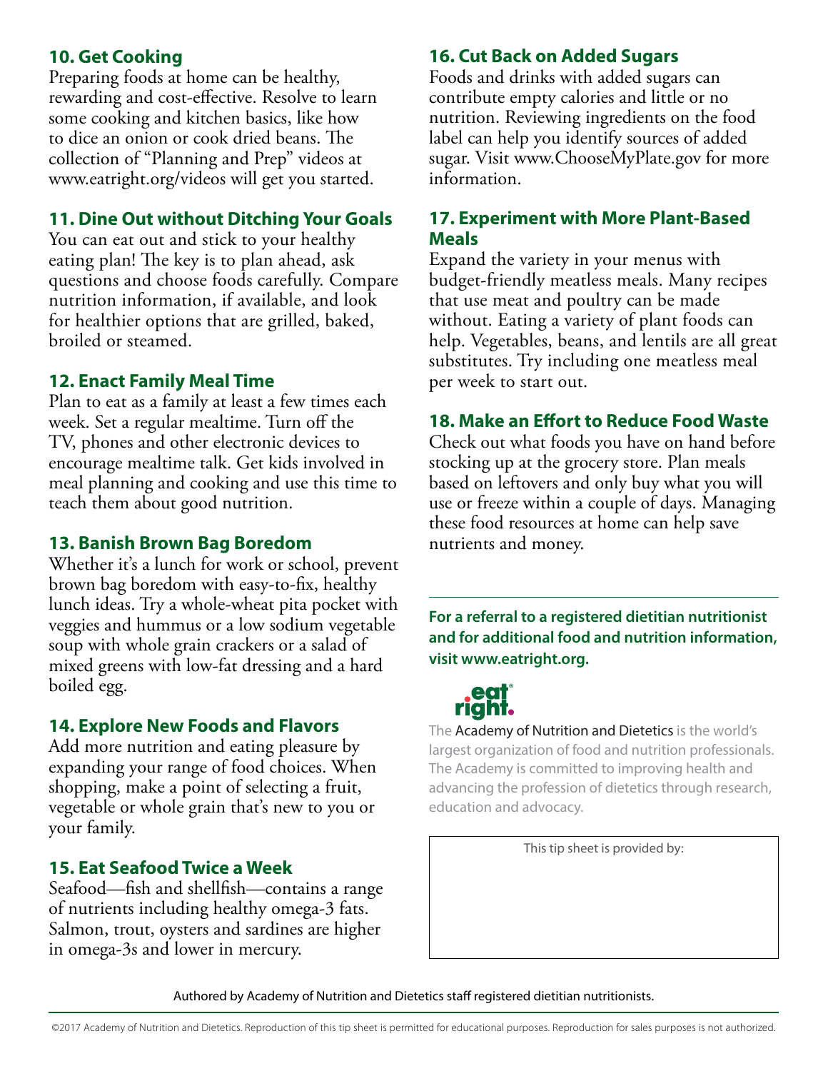## 10. Get Cooking

Preparing foods at home can be healthy, rewarding and cost-effective. Resolve to learn some cooking and kitchen basics, like how to dice an onion or cook dried beans. The collection of "Planning and Prep" videos at www.eatright.org/videos will get you started.

## 11. Dine Out without Ditching Your Goals

You can eat out and stick to your healthy eating plan! The key is to plan ahead, ask questions and choose foods carefully. Compare nutrition information, if available, and look for healthier options that are grilled, baked, broiled or steamed.

## 12. Enact Family Meal Time

Plan to eat as a family at least a few times each week. Set a regular mealtime. Turn off the TV, phones and other electronic devices to encourage mealtime talk. Get kids involved in meal planning and cooking and use this time to teach them about good nutrition.

## 13. Banish Brown Bag Boredom

Whether it's a lunch for work or school, prevent brown bag boredom with easy-to-fix, healthy lunch ideas. Try a whole-wheat pita pocket with veggies and hummus or a low sodium vegetable soup with whole grain crackers or a salad of mixed greens with low-fat dressing and a hard boiled egg.

## 14. Explore New Foods and Flavors

Add more nutrition and eating pleasure by expanding your range of food choices. When shopping, make a point of selecting a fruit, vegetable or whole grain that's new to you or your family.

## 15. Eat Seafood Twice a Week

Seafood—fish and shellfish—contains a range of nutrients including healthy omega-3 fats. Salmon, trout, oysters and sardines are higher in omega-3s and lower in mercury.

## 16. Cut Back on Added Sugars

Foods and drinks with added sugars can contribute empty calories and little or no nutrition. Reviewing ingredients on the food label can help you identify sources of added sugar. Visit www.ChooseMyPlate.gov for more information.

## 17. Experiment with More Plant-Based Meals

Expand the variety in your menus with budget-friendly meatless meals. Many recipes that use meat and poultry can be made without. Eating a variety of plant foods can help. Vegetables, beans, and lentils are all great substitutes. Try including one meatless meal per week to start out.

## 18. Make an Effort to Reduce Food Waste

Check out what foods you have on hand before stocking up at the grocery store. Plan meals based on leftovers and only buy what you will use or freeze within a couple of days. Managing these food resources at home can help save nutrients and money.

---

**For a referral to a registered dietitian nutritionist and for additional food and nutrition information, visit www.eatright.org.**

eat right.

The Academy of Nutrition and Dietetics is the world's largest organization of food and nutrition professionals. The Academy is committed to improving health and advancing the profession of dietetics through research, education and advocacy.

This tip sheet is provided by:

Authored by Academy of Nutrition and Dietetics staff registered dietitian nutritionists.

©2017 Academy of Nutrition and Dietetics. Reproduction of this tip sheet is permitted for educational purposes. Reproduction for sales purposes is not authorized.